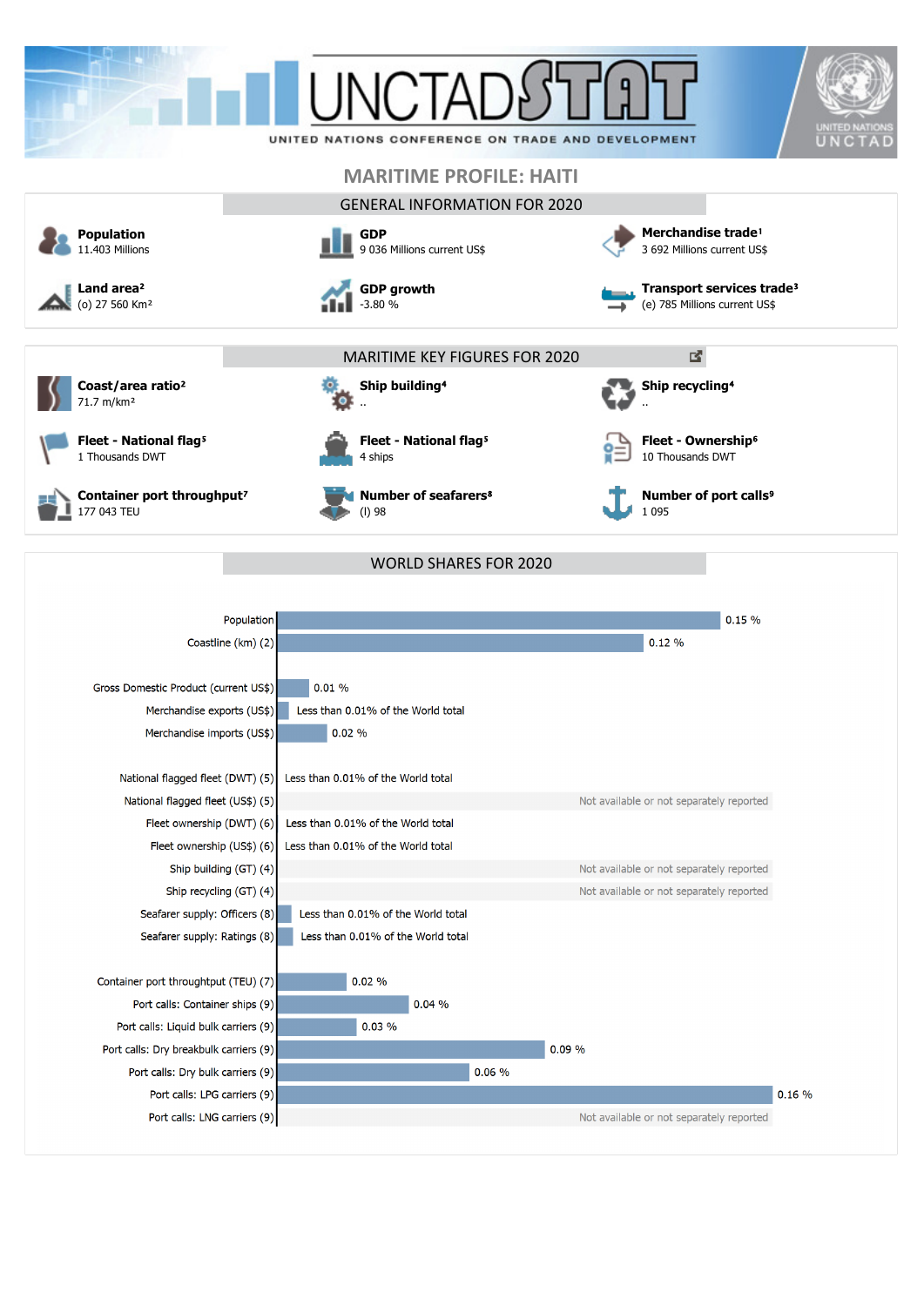# MARITIME PROFILE: HAITI

## GENERAL INFORMATION FOR 2020

**Population**
11.403 Millions

**GDP**
9 036 Millions current US$

**Merchandise trade**[1]
3 692 Millions current US$

**Land area**[2]
(o) 27 560 Km²

**GDP growth**
-3.80 %

**Transport services trade**[3]
(e) 785 Millions current US$

## MARITIME KEY FIGURES FOR 2020

**Coast/area ratio**[2]
71.7 m/km²

**Ship building**[4]
..

**Ship recycling**[4]
..

**Fleet - National flag**[5]
1 Thousands DWT

**Fleet - National flag**[5]
4 ships

**Fleet - Ownership**[6]
10 Thousands DWT

**Container port throughput**[7]
177 043 TEU

**Number of seafarers**[8]
(l) 98

**Number of port calls**[9]
1 095

## WORLD SHARES FOR 2020

Population 0.15 %
Coastline (km) (2) 0.12 %

Gross Domestic Product (current US$) 0.01 %
Merchandise exports (US$) Less than 0.01% of the World total
Merchandise imports (US$) 0.02 %

National flagged fleet (DWT) (5) Less than 0.01% of the World total
National flagged fleet (US$) (5) Not available or not separately reported
Fleet ownership (DWT) (6) Less than 0.01% of the World total
Fleet ownership (US$) (6) Less than 0.01% of the World total
Ship building (GT) (4) Not available or not separately reported
Ship recycling (GT) (4) Not available or not separately reported
Seafarer supply: Officers (8) Less than 0.01% of the World total
Seafarer supply: Ratings (8) Less than 0.01% of the World total

Container port throughtput (TEU) (7) 0.02 %
Port calls: Container ships (9) 0.04 %
Port calls: Liquid bulk carriers (9) 0.03 %
Port calls: Dry breakbulk carriers (9) 0.09 %
Port calls: Dry bulk carriers (9) 0.06 %
Port calls: LPG carriers (9) 0.16 %
Port calls: LNG carriers (9) Not available or not separately reported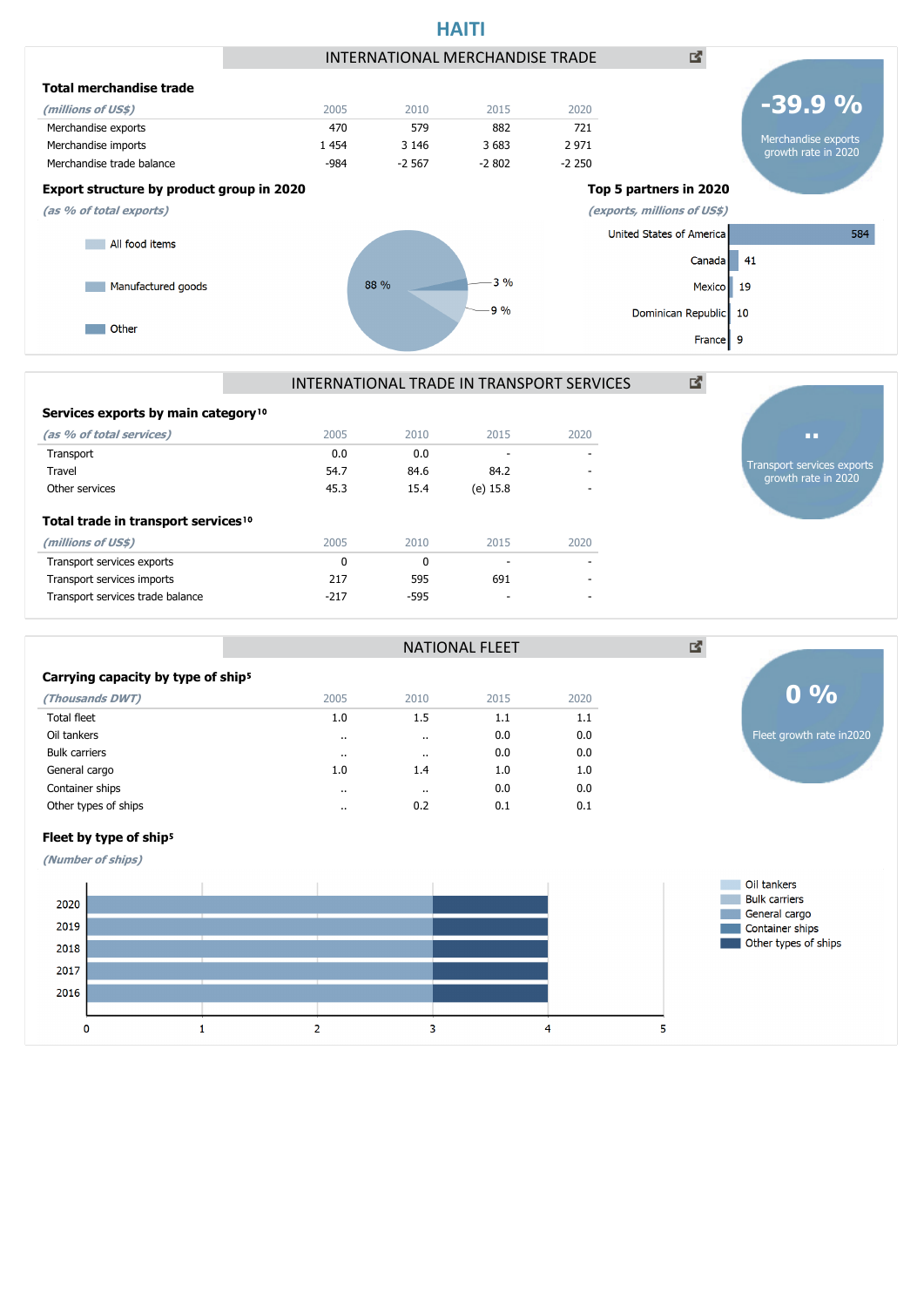# HAITI

## INTERNATIONAL MERCHANDISE TRADE

### Total merchandise trade

| *(millions of US$)* | 2005 | 2010 | 2015 | 2020 |
|---|---|---|---|---|
| Merchandise exports | 470 | 579 | 882 | 721 |
| Merchandise imports | 1 454 | 3 146 | 3 683 | 2 971 |
| Merchandise trade balance | -984 | -2 567 | -2 802 | -2 250 |

**-39.9 %**
Merchandise exports growth rate in 2020

### Export structure by product group in 2020

*(as % of total exports)*

All food items
Manufactured goods
Other

88 %
3 %
9 %

### Top 5 partners in 2020

*(exports, millions of US$)*

United States of America 584
Canada 41
Mexico 19
Dominican Republic 10
France 9

## INTERNATIONAL TRADE IN TRANSPORT SERVICES

### Services exports by main category[10]

| *(as % of total services)* | 2005 | 2010 | 2015 | 2020 |
|---|---|---|---|---|
| Transport | 0.0 | 0.0 | - | - |
| Travel | 54.7 | 84.6 | 84.2 | - |
| Other services | 45.3 | 15.4 | (e) 15.8 | - |

**..**
Transport services exports growth rate in 2020

### Total trade in transport services[10]

| *(millions of US$)* | 2005 | 2010 | 2015 | 2020 |
|---|---|---|---|---|
| Transport services exports | 0 | 0 | - | - |
| Transport services imports | 217 | 595 | 691 | - |
| Transport services trade balance | -217 | -595 | - | - |

## NATIONAL FLEET

### Carrying capacity by type of ship[5]

| *(Thousands DWT)* | 2005 | 2010 | 2015 | 2020 |
|---|---|---|---|---|
| Total fleet | 1.0 | 1.5 | 1.1 | 1.1 |
| Oil tankers | .. | .. | 0.0 | 0.0 |
| Bulk carriers | .. | .. | 0.0 | 0.0 |
| General cargo | 1.0 | 1.4 | 1.0 | 1.0 |
| Container ships | .. | .. | 0.0 | 0.0 |
| Other types of ships | .. | 0.2 | 0.1 | 0.1 |

**0 %**
Fleet growth rate in2020

### Fleet by type of ship[5]

*(Number of ships)*

2020
2019
2018
2017
2016

0 1 2 3 4 5

Oil tankers
Bulk carriers
General cargo
Container ships
Other types of ships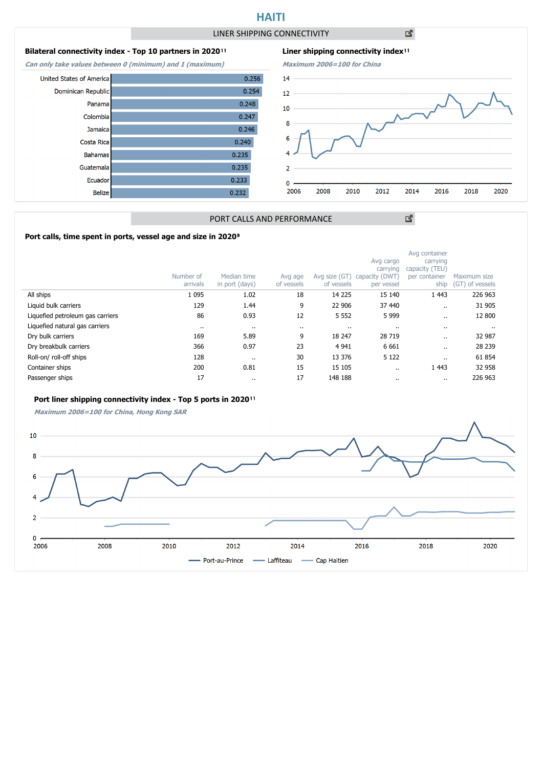# HAITI

## LINER SHIPPING CONNECTIVITY

### Bilateral connectivity index - Top 10 partners in 2020[11]

*Can only take values between 0 (minimum) and 1 (maximum)*

United States of America 0.256
Dominican Republic 0.254
Panama 0.248
Colombia 0.247
Jamaica 0.246
Costa Rica 0.240
Bahamas 0.235
Guatemala 0.235
Ecuador 0.233
Belize 0.232

### Liner shipping connectivity index[11]

*Maximum 2006=100 for China*

14
12
10
8
6
4
2
0
2006 2008 2010 2012 2014 2016 2018 2020

## PORT CALLS AND PERFORMANCE

### Port calls, time spent in ports, vessel age and size in 2020[9]

| | Number of arrivals | Median time in port (days) | Avg age of vessels | Avg size (GT) of vessels | Avg cargo carrying capacity (DWT) per vessel | Avg container carrying capacity (TEU) per container ship | Maximum size (GT) of vessels |
|---|---|---|---|---|---|---|---|
| All ships | 1 095 | 1.02 | 18 | 14 225 | 15 140 | 1 443 | 226 963 |
| Liquid bulk carriers | 129 | 1.44 | 9 | 22 906 | 37 440 | .. | 31 905 |
| Liquefied petroleum gas carriers | 86 | 0.93 | 12 | 5 552 | 5 999 | .. | 12 800 |
| Liquefied natural gas carriers | .. | .. | .. | .. | .. | .. | .. |
| Dry bulk carriers | 169 | 5.89 | 9 | 18 247 | 28 719 | .. | 32 987 |
| Dry breakbulk carriers | 366 | 0.97 | 23 | 4 941 | 6 661 | .. | 28 239 |
| Roll-on/ roll-off ships | 128 | .. | 30 | 13 376 | 5 122 | .. | 61 854 |
| Container ships | 200 | 0.81 | 15 | 15 105 | .. | 1 443 | 32 958 |
| Passenger ships | 17 | .. | 17 | 148 188 | .. | .. | 226 963 |

### Port liner shipping connectivity index - Top 5 ports in 2020[11]

*Maximum 2006=100 for China, Hong Kong SAR*

10
8
6
4
2
0
2006 2008 2010 2012 2014 2016 2018 2020

Port-au-Prince Laffiteau Cap Haitien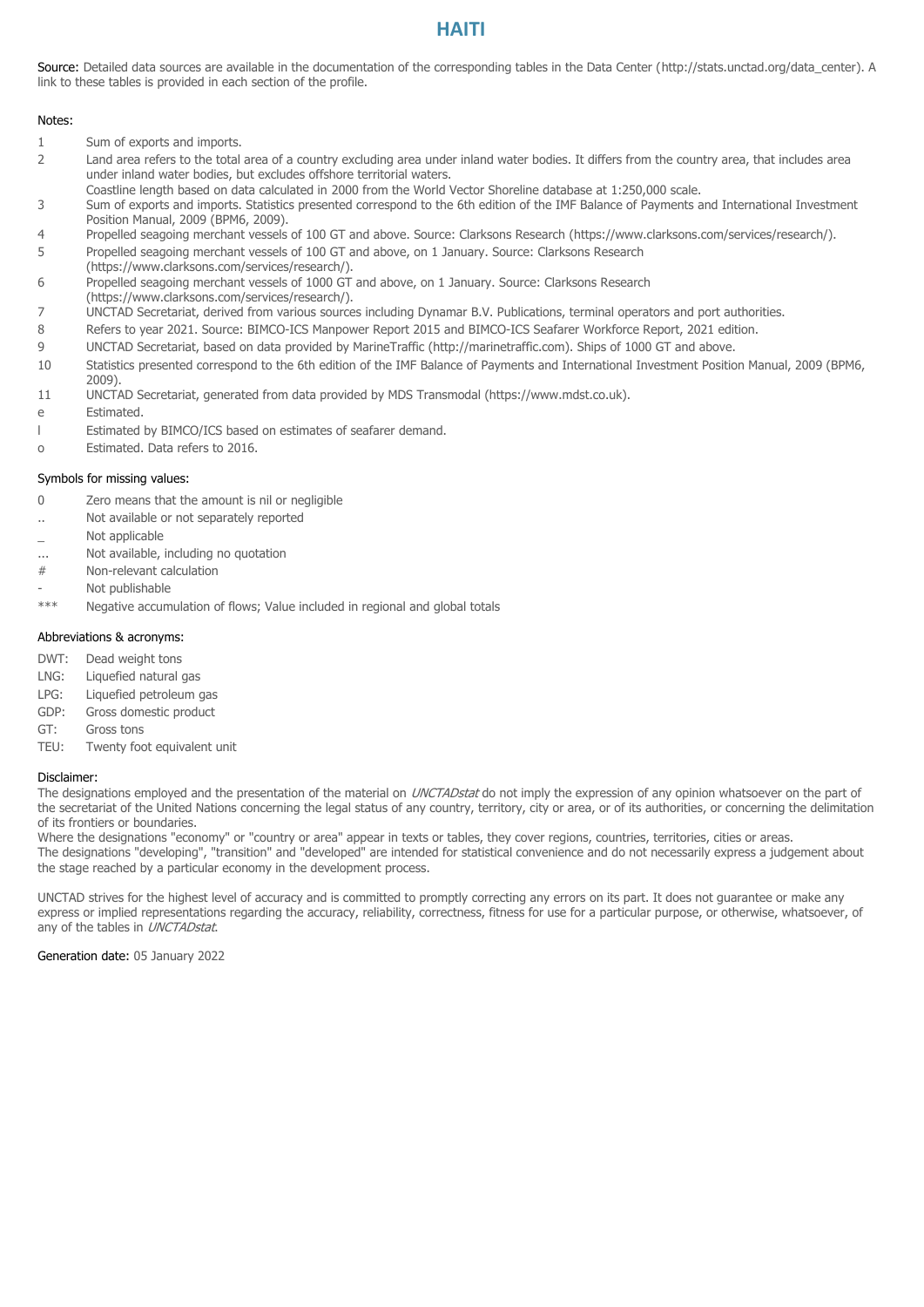# HAITI

Source: Detailed data sources are available in the documentation of the corresponding tables in the Data Center (http://stats.unctad.org/data_center). A link to these tables is provided in each section of the profile.

Notes:

| | |
|---|---|
| 1 | Sum of exports and imports. |
| 2 | Land area refers to the total area of a country excluding area under inland water bodies. It differs from the country area, that includes area under inland water bodies, but excludes offshore territorial waters.<br>Coastline length based on data calculated in 2000 from the World Vector Shoreline database at 1:250,000 scale. |
| 3 | Sum of exports and imports. Statistics presented correspond to the 6th edition of the IMF Balance of Payments and International Investment Position Manual, 2009 (BPM6, 2009). |
| 4 | Propelled seagoing merchant vessels of 100 GT and above. Source: Clarksons Research (https://www.clarksons.com/services/research/). |
| 5 | Propelled seagoing merchant vessels of 100 GT and above, on 1 January. Source: Clarksons Research (https://www.clarksons.com/services/research/). |
| 6 | Propelled seagoing merchant vessels of 1000 GT and above, on 1 January. Source: Clarksons Research (https://www.clarksons.com/services/research/). |
| 7 | UNCTAD Secretariat, derived from various sources including Dynamar B.V. Publications, terminal operators and port authorities. |
| 8 | Refers to year 2021. Source: BIMCO-ICS Manpower Report 2015 and BIMCO-ICS Seafarer Workforce Report, 2021 edition. |
| 9 | UNCTAD Secretariat, based on data provided by MarineTraffic (http://marinetraffic.com). Ships of 1000 GT and above. |
| 10 | Statistics presented correspond to the 6th edition of the IMF Balance of Payments and International Investment Position Manual, 2009 (BPM6, 2009). |
| 11 | UNCTAD Secretariat, generated from data provided by MDS Transmodal (https://www.mdst.co.uk). |
| e | Estimated. |
| l | Estimated by BIMCO/ICS based on estimates of seafarer demand. |
| o | Estimated. Data refers to 2016. |

Symbols for missing values:

| | |
|---|---|
| 0 | Zero means that the amount is nil or negligible |
| .. | Not available or not separately reported |
| _ | Not applicable |
| ... | Not available, including no quotation |
| # | Non-relevant calculation |
| - | Not publishable |
| *** | Negative accumulation of flows; Value included in regional and global totals |

Abbreviations & acronyms:

| | |
|---|---|
| DWT: | Dead weight tons |
| LNG: | Liquefied natural gas |
| LPG: | Liquefied petroleum gas |
| GDP: | Gross domestic product |
| GT: | Gross tons |
| TEU: | Twenty foot equivalent unit |

Disclaimer:
The designations employed and the presentation of the material on *UNCTADstat* do not imply the expression of any opinion whatsoever on the part of the secretariat of the United Nations concerning the legal status of any country, territory, city or area, or of its authorities, or concerning the delimitation of its frontiers or boundaries.
Where the designations "economy" or "country or area" appear in texts or tables, they cover regions, countries, territories, cities or areas.
The designations "developing", "transition" and "developed" are intended for statistical convenience and do not necessarily express a judgement about the stage reached by a particular economy in the development process.

UNCTAD strives for the highest level of accuracy and is committed to promptly correcting any errors on its part. It does not guarantee or make any express or implied representations regarding the accuracy, reliability, correctness, fitness for use for a particular purpose, or otherwise, whatsoever, of any of the tables in *UNCTADstat*.

Generation date: 05 January 2022